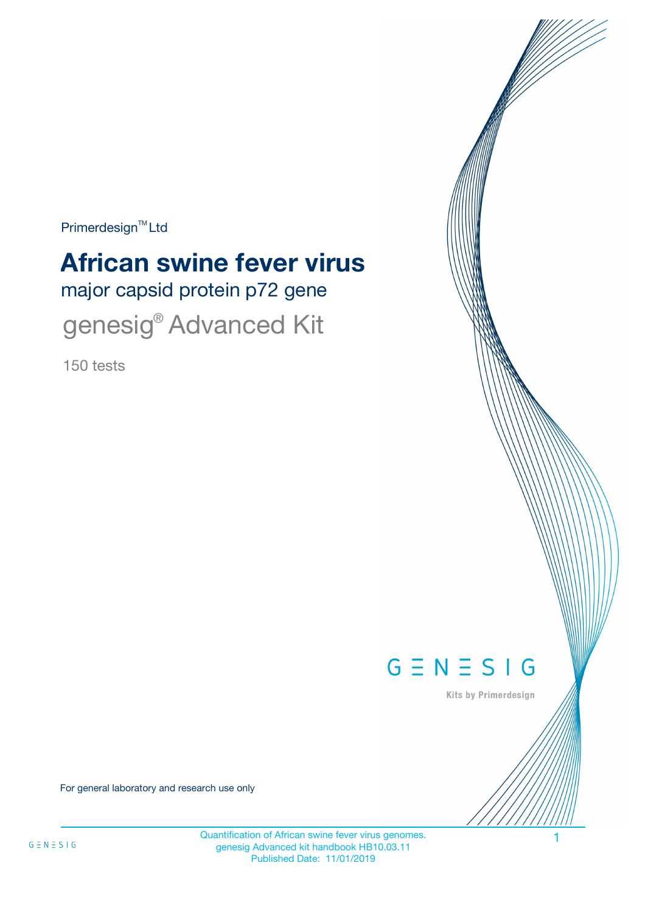Primerdesign™ Ltd

# African swine fever virus

## major capsid protein p72 gene

## genesig® Advanced Kit

150 tests

GENESIG

Kits by Primerdesign

For general laboratory and research use only

Quantification of African swine fever virus genomes.
genesig Advanced kit handbook HB10.03.11
Published Date: 11/01/2019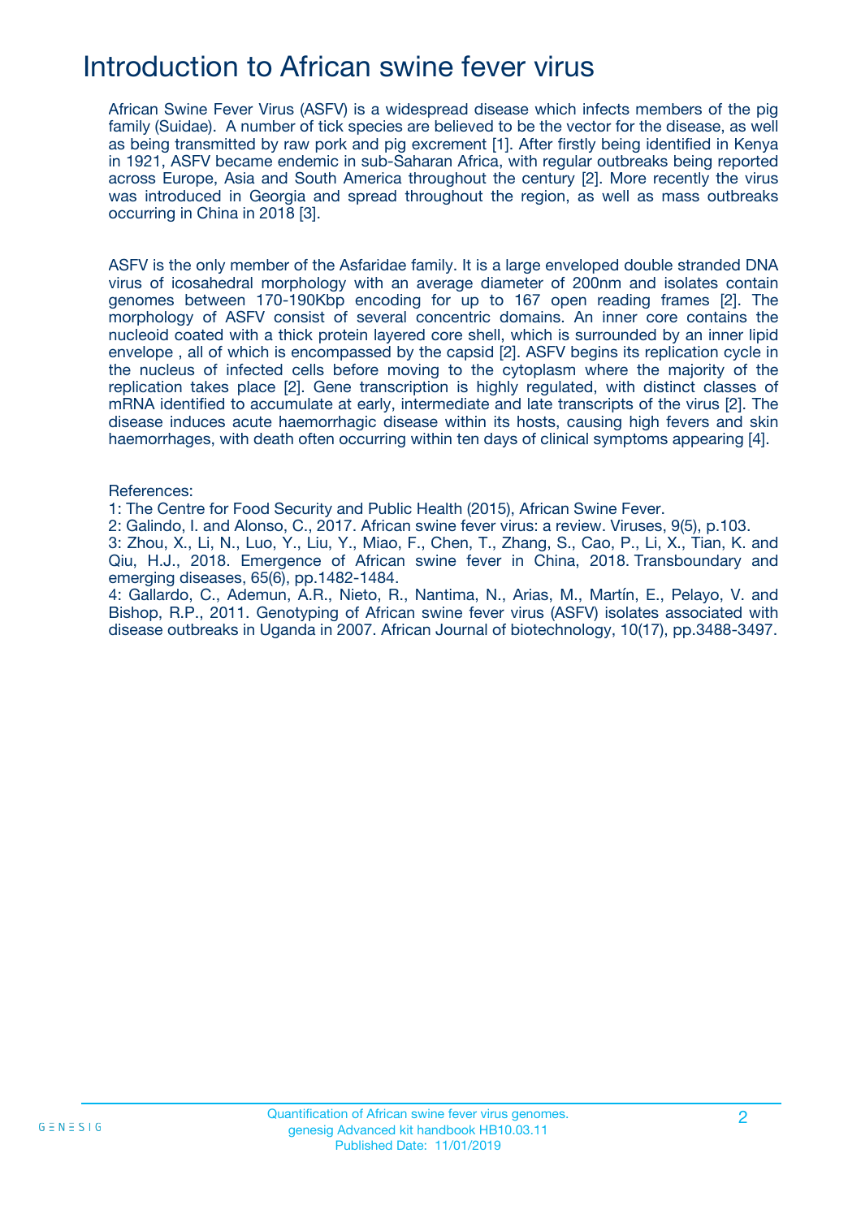# Introduction to African swine fever virus

African Swine Fever Virus (ASFV) is a widespread disease which infects members of the pig family (Suidae). A number of tick species are believed to be the vector for the disease, as well as being transmitted by raw pork and pig excrement [1]. After firstly being identified in Kenya in 1921, ASFV became endemic in sub-Saharan Africa, with regular outbreaks being reported across Europe, Asia and South America throughout the century [2]. More recently the virus was introduced in Georgia and spread throughout the region, as well as mass outbreaks occurring in China in 2018 [3].

ASFV is the only member of the Asfaridae family. It is a large enveloped double stranded DNA virus of icosahedral morphology with an average diameter of 200nm and isolates contain genomes between 170-190Kbp encoding for up to 167 open reading frames [2]. The morphology of ASFV consist of several concentric domains. An inner core contains the nucleoid coated with a thick protein layered core shell, which is surrounded by an inner lipid envelope , all of which is encompassed by the capsid [2]. ASFV begins its replication cycle in the nucleus of infected cells before moving to the cytoplasm where the majority of the replication takes place [2]. Gene transcription is highly regulated, with distinct classes of mRNA identified to accumulate at early, intermediate and late transcripts of the virus [2]. The disease induces acute haemorrhagic disease within its hosts, causing high fevers and skin haemorrhages, with death often occurring within ten days of clinical symptoms appearing [4].

References:

1: The Centre for Food Security and Public Health (2015), African Swine Fever.

2: Galindo, I. and Alonso, C., 2017. African swine fever virus: a review. Viruses, 9(5), p.103.

3: Zhou, X., Li, N., Luo, Y., Liu, Y., Miao, F., Chen, T., Zhang, S., Cao, P., Li, X., Tian, K. and Qiu, H.J., 2018. Emergence of African swine fever in China, 2018. Transboundary and emerging diseases, 65(6), pp.1482-1484.

4: Gallardo, C., Ademun, A.R., Nieto, R., Nantima, N., Arias, M., Martín, E., Pelayo, V. and Bishop, R.P., 2011. Genotyping of African swine fever virus (ASFV) isolates associated with disease outbreaks in Uganda in 2007. African Journal of biotechnology, 10(17), pp.3488-3497.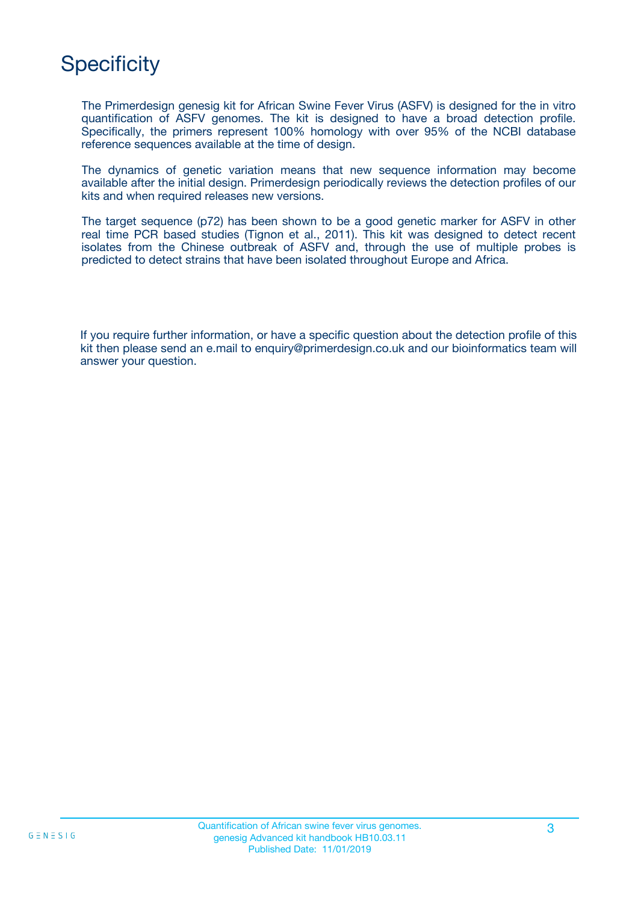# Specificity

The Primerdesign genesig kit for African Swine Fever Virus (ASFV) is designed for the in vitro quantification of ASFV genomes. The kit is designed to have a broad detection profile. Specifically, the primers represent 100% homology with over 95% of the NCBI database reference sequences available at the time of design.

The dynamics of genetic variation means that new sequence information may become available after the initial design. Primerdesign periodically reviews the detection profiles of our kits and when required releases new versions.

The target sequence (p72) has been shown to be a good genetic marker for ASFV in other real time PCR based studies (Tignon et al., 2011). This kit was designed to detect recent isolates from the Chinese outbreak of ASFV and, through the use of multiple probes is predicted to detect strains that have been isolated throughout Europe and Africa.

If you require further information, or have a specific question about the detection profile of this kit then please send an e.mail to enquiry@primerdesign.co.uk and our bioinformatics team will answer your question.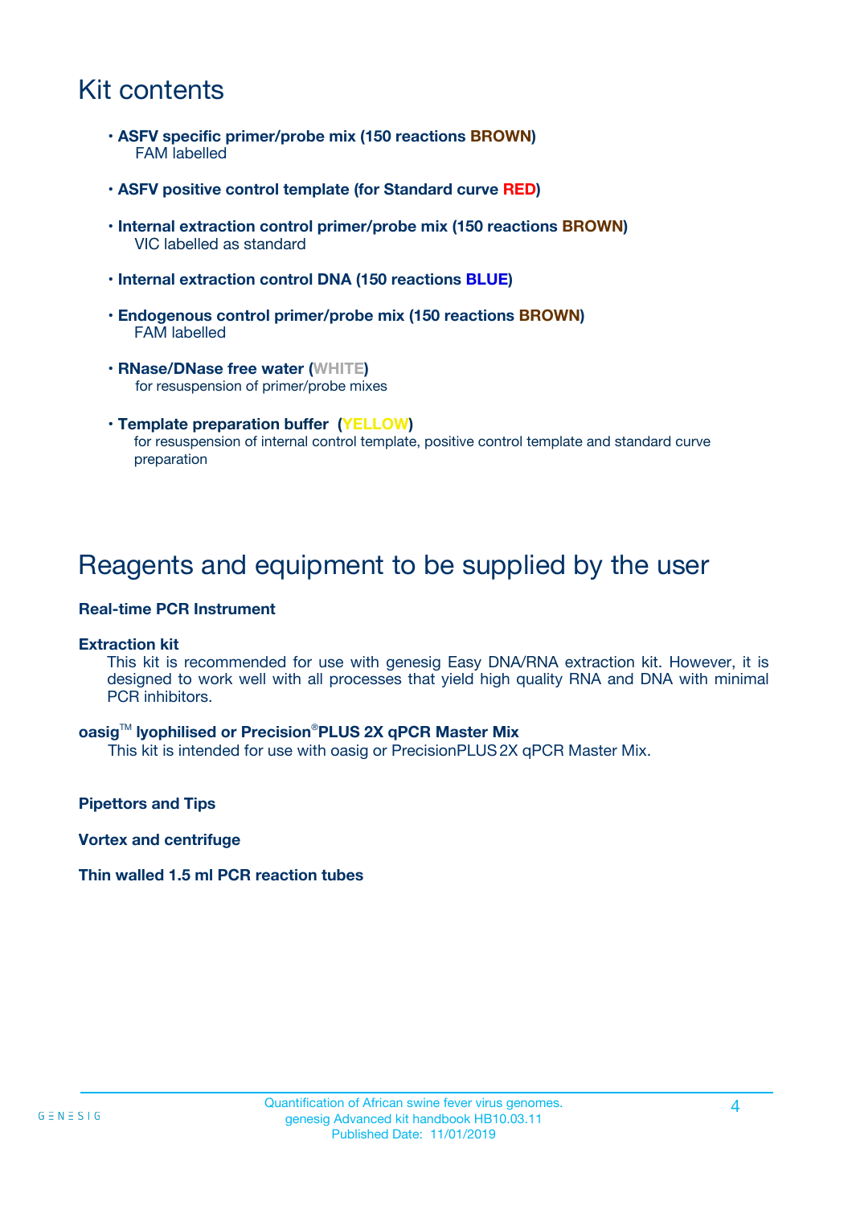# Kit contents

- **ASFV specific primer/probe mix (150 reactions BROWN)**
  FAM labelled
- **ASFV positive control template (for Standard curve RED)**
- **Internal extraction control primer/probe mix (150 reactions BROWN)**
  VIC labelled as standard
- **Internal extraction control DNA (150 reactions BLUE)**
- **Endogenous control primer/probe mix (150 reactions BROWN)**
  FAM labelled
- **RNase/DNase free water (WHITE)**
  for resuspension of primer/probe mixes
- **Template preparation buffer (YELLOW)**
  for resuspension of internal control template, positive control template and standard curve preparation

# Reagents and equipment to be supplied by the user

**Real-time PCR Instrument**

**Extraction kit**

This kit is recommended for use with genesig Easy DNA/RNA extraction kit. However, it is designed to work well with all processes that yield high quality RNA and DNA with minimal PCR inhibitors.

**oasig™ lyophilised or Precision®PLUS 2X qPCR Master Mix**

This kit is intended for use with oasig or PrecisionPLUS 2X qPCR Master Mix.

**Pipettors and Tips**

**Vortex and centrifuge**

**Thin walled 1.5 ml PCR reaction tubes**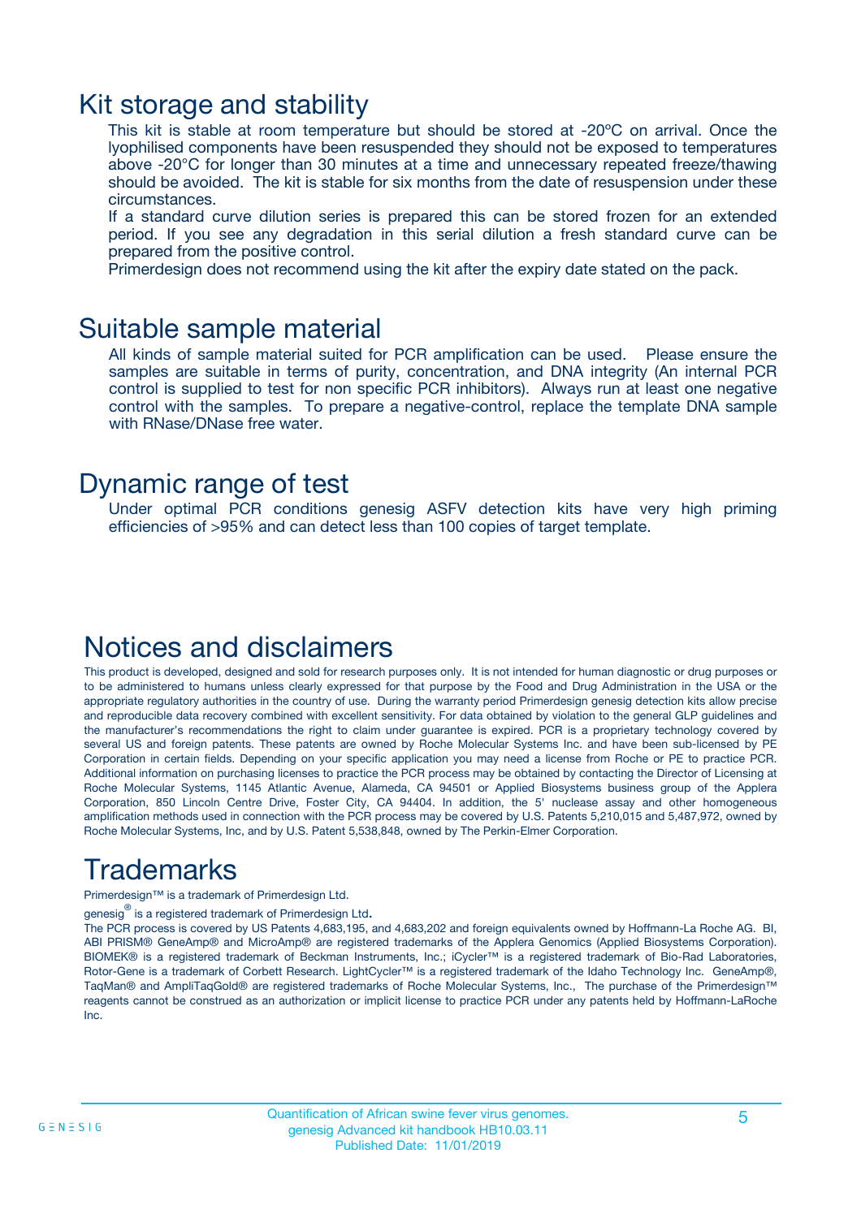## Kit storage and stability

This kit is stable at room temperature but should be stored at -20ºC on arrival. Once the lyophilised components have been resuspended they should not be exposed to temperatures above -20°C for longer than 30 minutes at a time and unnecessary repeated freeze/thawing should be avoided. The kit is stable for six months from the date of resuspension under these circumstances.

If a standard curve dilution series is prepared this can be stored frozen for an extended period. If you see any degradation in this serial dilution a fresh standard curve can be prepared from the positive control.

Primerdesign does not recommend using the kit after the expiry date stated on the pack.

## Suitable sample material

All kinds of sample material suited for PCR amplification can be used. Please ensure the samples are suitable in terms of purity, concentration, and DNA integrity (An internal PCR control is supplied to test for non specific PCR inhibitors). Always run at least one negative control with the samples. To prepare a negative-control, replace the template DNA sample with RNase/DNase free water.

## Dynamic range of test

Under optimal PCR conditions genesig ASFV detection kits have very high priming efficiencies of >95% and can detect less than 100 copies of target template.

## Notices and disclaimers

This product is developed, designed and sold for research purposes only. It is not intended for human diagnostic or drug purposes or to be administered to humans unless clearly expressed for that purpose by the Food and Drug Administration in the USA or the appropriate regulatory authorities in the country of use. During the warranty period Primerdesign genesig detection kits allow precise and reproducible data recovery combined with excellent sensitivity. For data obtained by violation to the general GLP guidelines and the manufacturer's recommendations the right to claim under guarantee is expired. PCR is a proprietary technology covered by several US and foreign patents. These patents are owned by Roche Molecular Systems Inc. and have been sub-licensed by PE Corporation in certain fields. Depending on your specific application you may need a license from Roche or PE to practice PCR. Additional information on purchasing licenses to practice the PCR process may be obtained by contacting the Director of Licensing at Roche Molecular Systems, 1145 Atlantic Avenue, Alameda, CA 94501 or Applied Biosystems business group of the Applera Corporation, 850 Lincoln Centre Drive, Foster City, CA 94404. In addition, the 5' nuclease assay and other homogeneous amplification methods used in connection with the PCR process may be covered by U.S. Patents 5,210,015 and 5,487,972, owned by Roche Molecular Systems, Inc, and by U.S. Patent 5,538,848, owned by The Perkin-Elmer Corporation.

## Trademarks

Primerdesign™ is a trademark of Primerdesign Ltd.

genesig® is a registered trademark of Primerdesign Ltd.

The PCR process is covered by US Patents 4,683,195, and 4,683,202 and foreign equivalents owned by Hoffmann-La Roche AG. BI, ABI PRISM® GeneAmp® and MicroAmp® are registered trademarks of the Applera Genomics (Applied Biosystems Corporation). BIOMEK® is a registered trademark of Beckman Instruments, Inc.; iCycler™ is a registered trademark of Bio-Rad Laboratories, Rotor-Gene is a trademark of Corbett Research. LightCycler™ is a registered trademark of the Idaho Technology Inc. GeneAmp®, TaqMan® and AmpliTaqGold® are registered trademarks of Roche Molecular Systems, Inc., The purchase of the Primerdesign™ reagents cannot be construed as an authorization or implicit license to practice PCR under any patents held by Hoffmann-LaRoche Inc.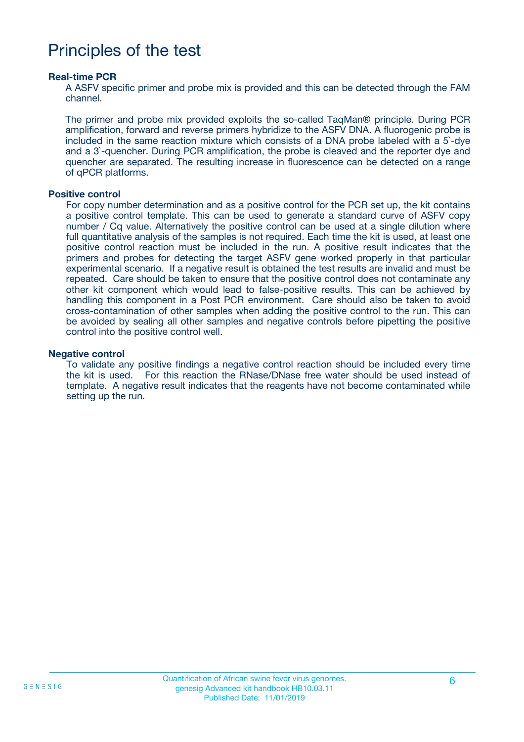# Principles of the test

**Real-time PCR**

A ASFV specific primer and probe mix is provided and this can be detected through the FAM channel.

The primer and probe mix provided exploits the so-called TaqMan® principle. During PCR amplification, forward and reverse primers hybridize to the ASFV DNA. A fluorogenic probe is included in the same reaction mixture which consists of a DNA probe labeled with a 5`-dye and a 3`-quencher. During PCR amplification, the probe is cleaved and the reporter dye and quencher are separated. The resulting increase in fluorescence can be detected on a range of qPCR platforms.

**Positive control**

For copy number determination and as a positive control for the PCR set up, the kit contains a positive control template. This can be used to generate a standard curve of ASFV copy number / Cq value. Alternatively the positive control can be used at a single dilution where full quantitative analysis of the samples is not required. Each time the kit is used, at least one positive control reaction must be included in the run. A positive result indicates that the primers and probes for detecting the target ASFV gene worked properly in that particular experimental scenario. If a negative result is obtained the test results are invalid and must be repeated. Care should be taken to ensure that the positive control does not contaminate any other kit component which would lead to false-positive results. This can be achieved by handling this component in a Post PCR environment. Care should also be taken to avoid cross-contamination of other samples when adding the positive control to the run. This can be avoided by sealing all other samples and negative controls before pipetting the positive control into the positive control well.

**Negative control**

To validate any positive findings a negative control reaction should be included every time the kit is used. For this reaction the RNase/DNase free water should be used instead of template. A negative result indicates that the reagents have not become contaminated while setting up the run.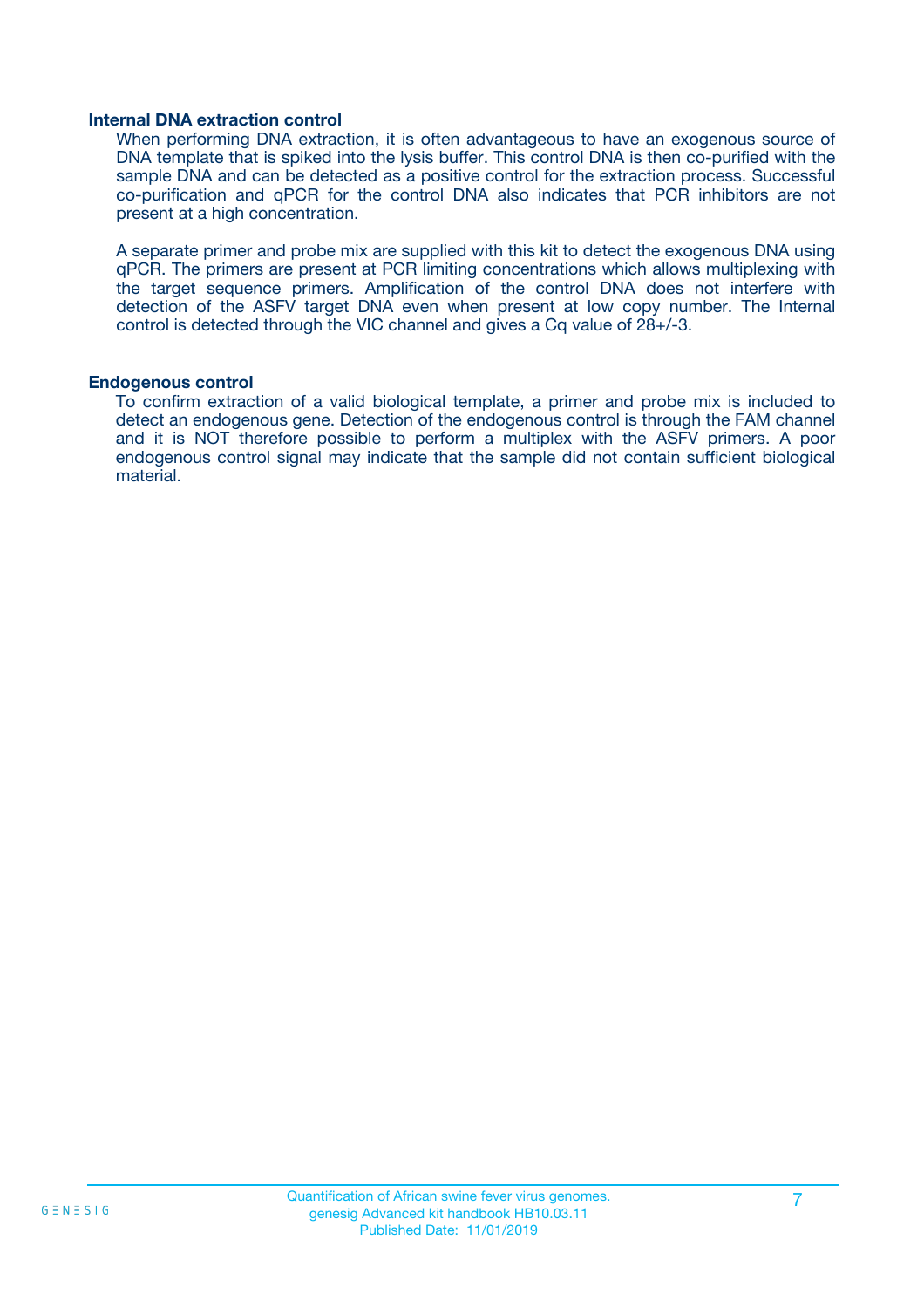### Internal DNA extraction control

When performing DNA extraction, it is often advantageous to have an exogenous source of DNA template that is spiked into the lysis buffer. This control DNA is then co-purified with the sample DNA and can be detected as a positive control for the extraction process. Successful co-purification and qPCR for the control DNA also indicates that PCR inhibitors are not present at a high concentration.

A separate primer and probe mix are supplied with this kit to detect the exogenous DNA using qPCR. The primers are present at PCR limiting concentrations which allows multiplexing with the target sequence primers. Amplification of the control DNA does not interfere with detection of the ASFV target DNA even when present at low copy number. The Internal control is detected through the VIC channel and gives a Cq value of 28+/-3.

### Endogenous control

To confirm extraction of a valid biological template, a primer and probe mix is included to detect an endogenous gene. Detection of the endogenous control is through the FAM channel and it is NOT therefore possible to perform a multiplex with the ASFV primers. A poor endogenous control signal may indicate that the sample did not contain sufficient biological material.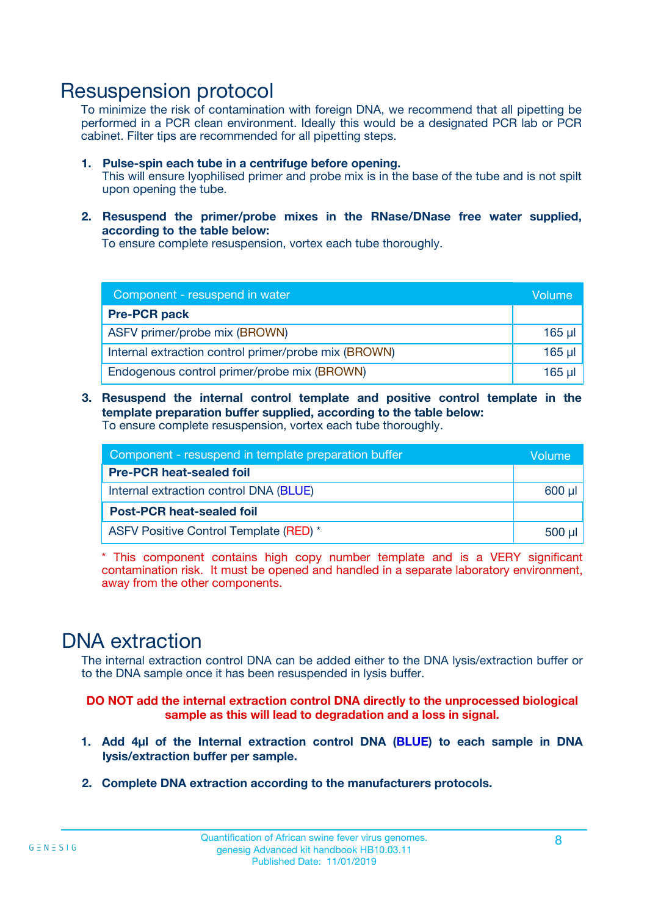## Resuspension protocol

To minimize the risk of contamination with foreign DNA, we recommend that all pipetting be performed in a PCR clean environment. Ideally this would be a designated PCR lab or PCR cabinet. Filter tips are recommended for all pipetting steps.

1. **Pulse-spin each tube in a centrifuge before opening.**
   This will ensure lyophilised primer and probe mix is in the base of the tube and is not spilt upon opening the tube.

2. **Resuspend the primer/probe mixes in the RNase/DNase free water supplied, according to the table below:**
   To ensure complete resuspension, vortex each tube thoroughly.

| Component - resuspend in water | Volume |
|---|---|
| **Pre-PCR pack** | |
| ASFV primer/probe mix (BROWN) | 165 µl |
| Internal extraction control primer/probe mix (BROWN) | 165 µl |
| Endogenous control primer/probe mix (BROWN) | 165 µl |

3. **Resuspend the internal control template and positive control template in the template preparation buffer supplied, according to the table below:**
   To ensure complete resuspension, vortex each tube thoroughly.

| Component - resuspend in template preparation buffer | Volume |
|---|---|
| **Pre-PCR heat-sealed foil** | |
| Internal extraction control DNA (BLUE) | 600 µl |
| **Post-PCR heat-sealed foil** | |
| ASFV Positive Control Template (RED) * | 500 µl |

* This component contains high copy number template and is a VERY significant contamination risk. It must be opened and handled in a separate laboratory environment, away from the other components.

## DNA extraction

The internal extraction control DNA can be added either to the DNA lysis/extraction buffer or to the DNA sample once it has been resuspended in lysis buffer.

**DO NOT add the internal extraction control DNA directly to the unprocessed biological sample as this will lead to degradation and a loss in signal.**

1. **Add 4µl of the Internal extraction control DNA (BLUE) to each sample in DNA lysis/extraction buffer per sample.**

2. **Complete DNA extraction according to the manufacturers protocols.**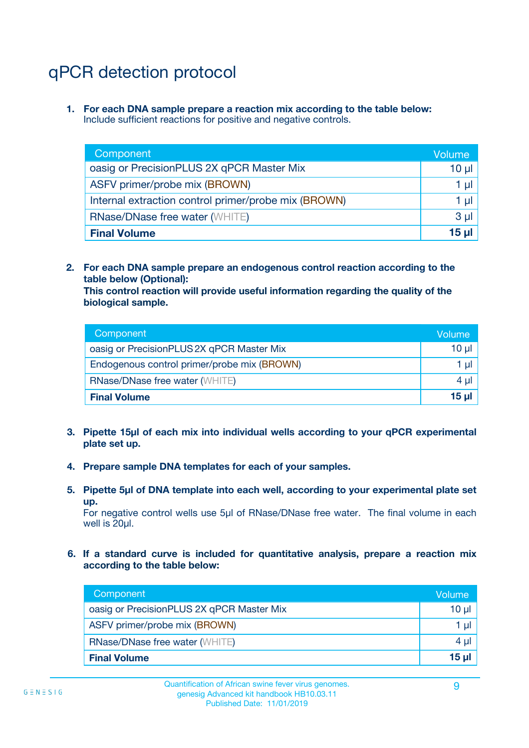# qPCR detection protocol

1. **For each DNA sample prepare a reaction mix according to the table below:**
   Include sufficient reactions for positive and negative controls.

| Component | Volume |
|---|---|
| oasig or PrecisionPLUS 2X qPCR Master Mix | 10 µl |
| ASFV primer/probe mix (BROWN) | 1 µl |
| Internal extraction control primer/probe mix (BROWN) | 1 µl |
| RNase/DNase free water (WHITE) | 3 µl |
| **Final Volume** | **15 µl** |

2. **For each DNA sample prepare an endogenous control reaction according to the table below (Optional):**
   **This control reaction will provide useful information regarding the quality of the biological sample.**

| Component | Volume |
|---|---|
| oasig or PrecisionPLUS 2X qPCR Master Mix | 10 µl |
| Endogenous control primer/probe mix (BROWN) | 1 µl |
| RNase/DNase free water (WHITE) | 4 µl |
| **Final Volume** | **15 µl** |

3. **Pipette 15µl of each mix into individual wells according to your qPCR experimental plate set up.**

4. **Prepare sample DNA templates for each of your samples.**

5. **Pipette 5µl of DNA template into each well, according to your experimental plate set up.**
   For negative control wells use 5µl of RNase/DNase free water. The final volume in each well is 20µl.

6. **If a standard curve is included for quantitative analysis, prepare a reaction mix according to the table below:**

| Component | Volume |
|---|---|
| oasig or PrecisionPLUS 2X qPCR Master Mix | 10 µl |
| ASFV primer/probe mix (BROWN) | 1 µl |
| RNase/DNase free water (WHITE) | 4 µl |
| **Final Volume** | **15 µl** |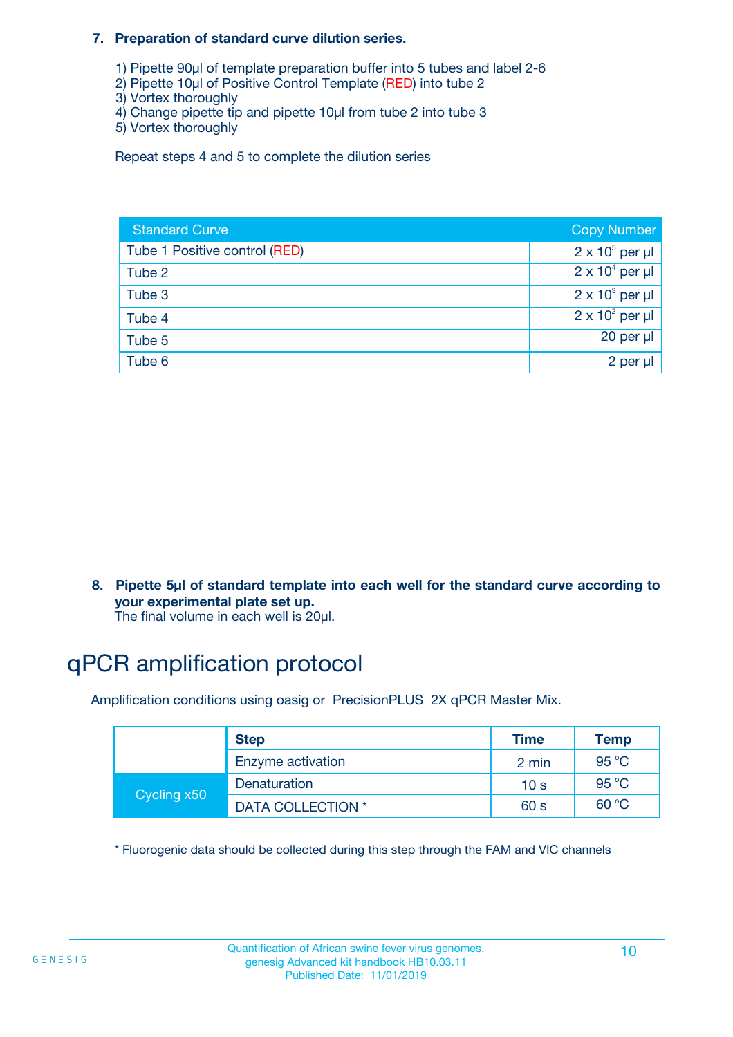**7. Preparation of standard curve dilution series.**

1) Pipette 90µl of template preparation buffer into 5 tubes and label 2-6
2) Pipette 10µl of Positive Control Template (RED) into tube 2
3) Vortex thoroughly
4) Change pipette tip and pipette 10µl from tube 2 into tube 3
5) Vortex thoroughly

Repeat steps 4 and 5 to complete the dilution series

| Standard Curve | Copy Number |
|---|---|
| Tube 1 Positive control (RED) | $2 \times 10^5$ per µl |
| Tube 2 | $2 \times 10^4$ per µl |
| Tube 3 | $2 \times 10^3$ per µl |
| Tube 4 | $2 \times 10^2$ per µl |
| Tube 5 | 20 per µl |
| Tube 6 | 2 per µl |

**8. Pipette 5µl of standard template into each well for the standard curve according to your experimental plate set up.**
The final volume in each well is 20µl.

# qPCR amplification protocol

Amplification conditions using oasig or PrecisionPLUS 2X qPCR Master Mix.

| | Step | Time | Temp |
|---|---|---|---|
| | Enzyme activation | 2 min | 95 °C |
| Cycling x50 | Denaturation | 10 s | 95 °C |
| | DATA COLLECTION * | 60 s | 60 °C |

* Fluorogenic data should be collected during this step through the FAM and VIC channels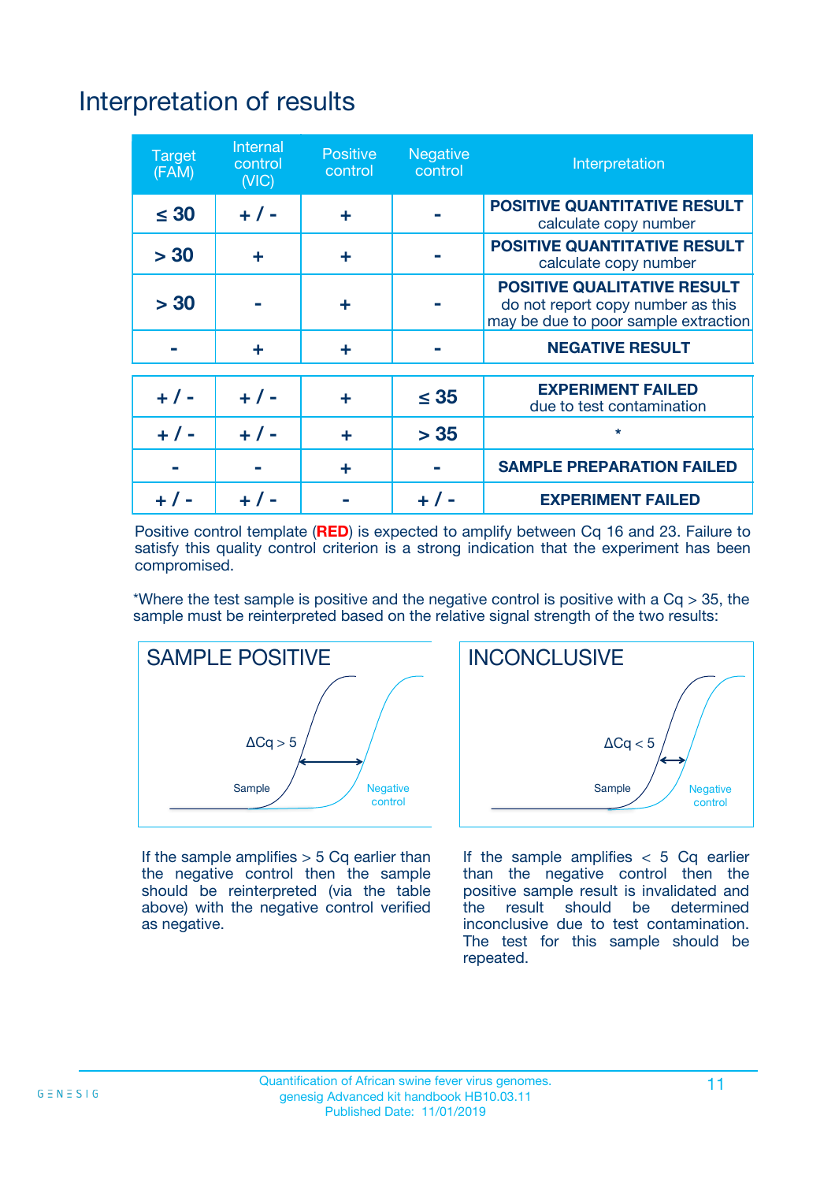# Interpretation of results

| Target (FAM) | Internal control (VIC) | Positive control | Negative control | Interpretation |
|---|---|---|---|---|
| ≤ 30 | + / - | + | - | **POSITIVE QUANTITATIVE RESULT** calculate copy number |
| > 30 | + | + | - | **POSITIVE QUANTITATIVE RESULT** calculate copy number |
| > 30 | - | + | - | **POSITIVE QUALITATIVE RESULT** do not report copy number as this may be due to poor sample extraction |
| - | + | + | - | **NEGATIVE RESULT** |
| + / - | + / - | + | ≤ 35 | **EXPERIMENT FAILED** due to test contamination |
| + / - | + / - | + | > 35 | * |
| - | - | + | - | **SAMPLE PREPARATION FAILED** |
| + / - | + / - | - | + / - | **EXPERIMENT FAILED** |

Positive control template (**RED**) is expected to amplify between Cq 16 and 23. Failure to satisfy this quality control criterion is a strong indication that the experiment has been compromised.

*Where the test sample is positive and the negative control is positive with a Cq > 35, the sample must be reinterpreted based on the relative signal strength of the two results:

**SAMPLE POSITIVE**

$\Delta Cq > 5$

Sample

Negative control

If the sample amplifies > 5 Cq earlier than the negative control then the sample should be reinterpreted (via the table above) with the negative control verified as negative.

**INCONCLUSIVE**

$\Delta Cq < 5$

Sample

Negative control

If the sample amplifies < 5 Cq earlier than the negative control then the positive sample result is invalidated and the result should be determined inconclusive due to test contamination. The test for this sample should be repeated.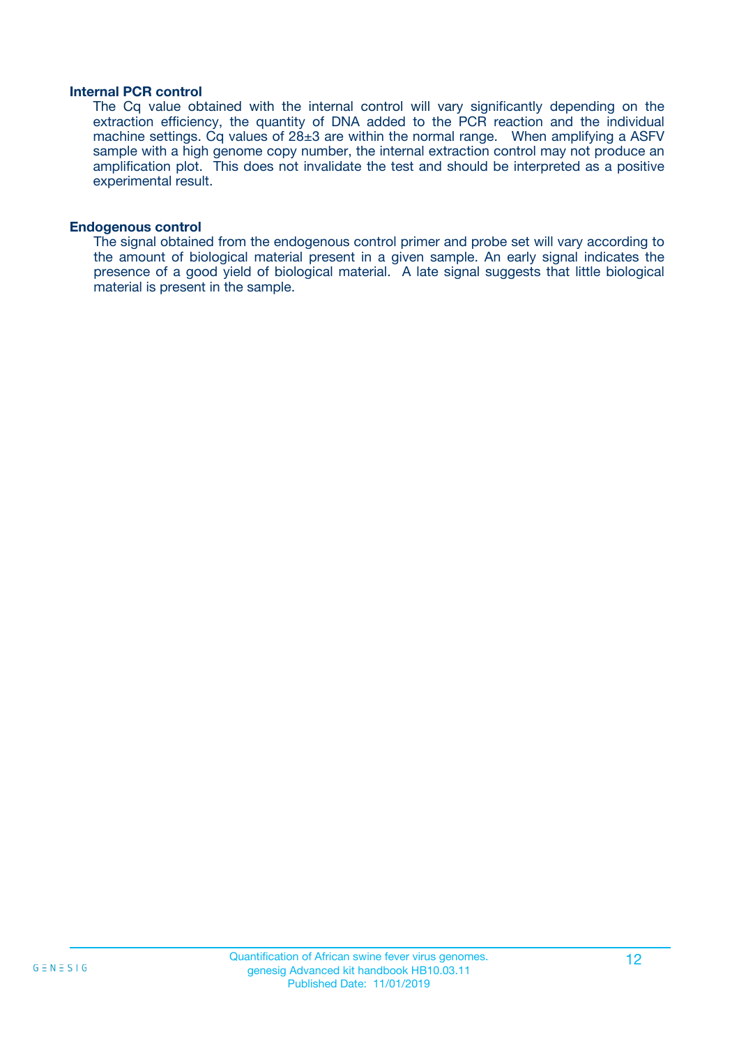### Internal PCR control

The Cq value obtained with the internal control will vary significantly depending on the extraction efficiency, the quantity of DNA added to the PCR reaction and the individual machine settings. Cq values of 28±3 are within the normal range. When amplifying a ASFV sample with a high genome copy number, the internal extraction control may not produce an amplification plot. This does not invalidate the test and should be interpreted as a positive experimental result.

### Endogenous control

The signal obtained from the endogenous control primer and probe set will vary according to the amount of biological material present in a given sample. An early signal indicates the presence of a good yield of biological material. A late signal suggests that little biological material is present in the sample.